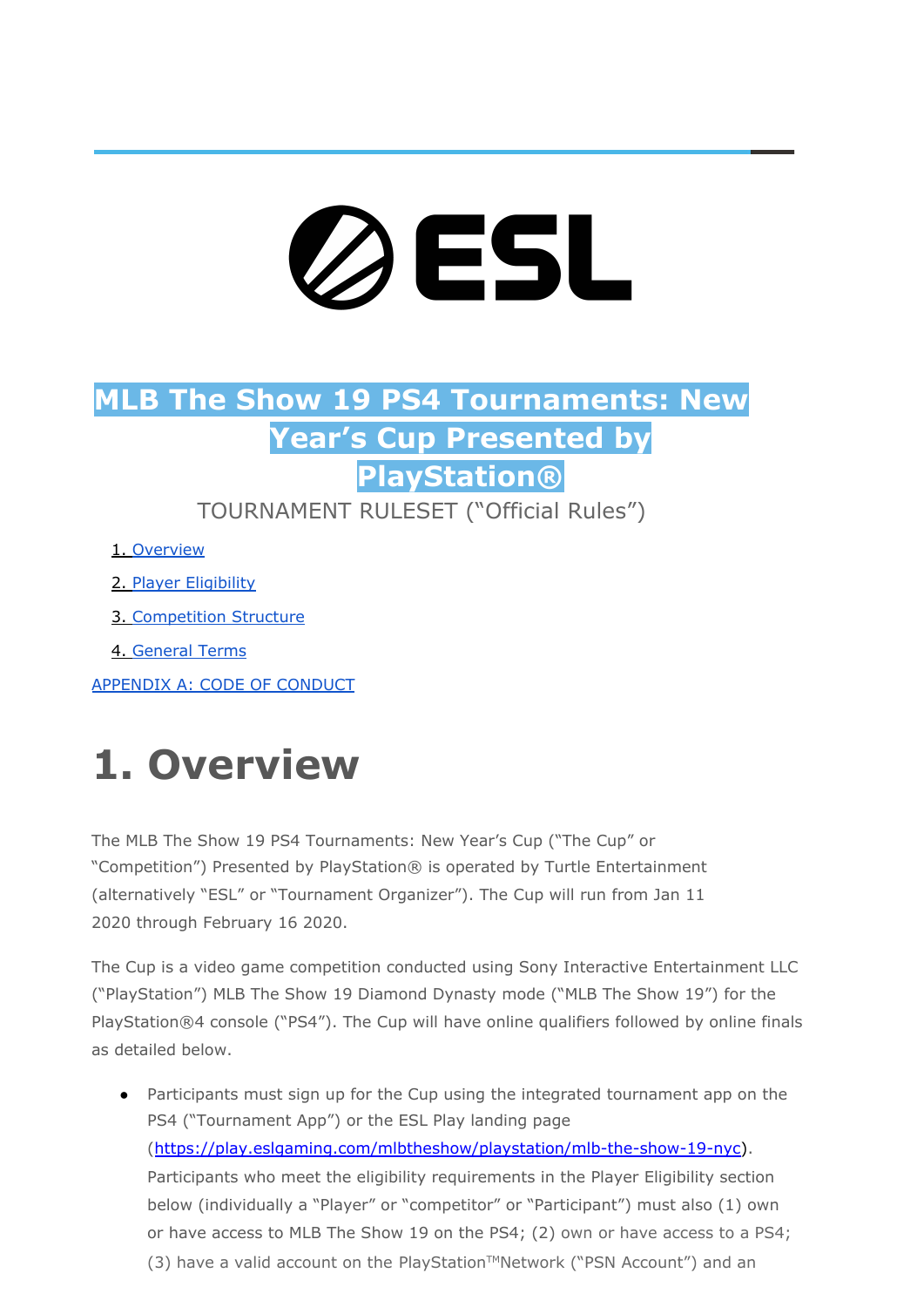# MLB The Show 19 PS4 Tournaments: New Year's Cup Presented by PlayStation®

TOURNAMENT RULESET ("Official Rules")

1. Overview
2. Player Eligibility
3. Competition Structure
4. General Terms

APPENDIX A: CODE OF CONDUCT

# 1. Overview

The MLB The Show 19 PS4 Tournaments: New Year's Cup ("The Cup" or "Competition") Presented by PlayStation® is operated by Turtle Entertainment (alternatively "ESL" or "Tournament Organizer"). The Cup will run from Jan 11 2020 through February 16 2020.

The Cup is a video game competition conducted using Sony Interactive Entertainment LLC ("PlayStation") MLB The Show 19 Diamond Dynasty mode ("MLB The Show 19") for the PlayStation®4 console ("PS4"). The Cup will have online qualifiers followed by online finals as detailed below.

- Participants must sign up for the Cup using the integrated tournament app on the PS4 ("Tournament App") or the ESL Play landing page (https://play.eslgaming.com/mlbtheshow/playstation/mlb-the-show-19-nyc). Participants who meet the eligibility requirements in the Player Eligibility section below (individually a "Player" or "competitor" or "Participant") must also (1) own or have access to MLB The Show 19 on the PS4; (2) own or have access to a PS4; (3) have a valid account on the PlayStation™Network ("PSN Account") and an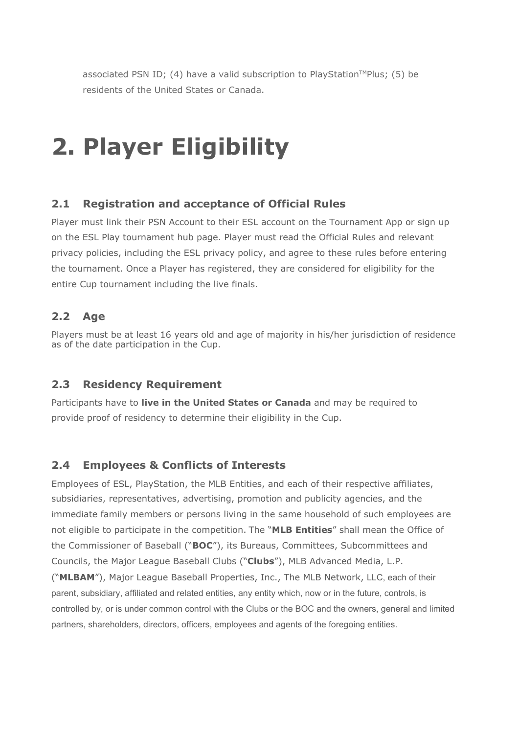associated PSN ID; (4) have a valid subscription to PlayStation™Plus; (5) be residents of the United States or Canada.

# 2. Player Eligibility

## 2.1 Registration and acceptance of Official Rules

Player must link their PSN Account to their ESL account on the Tournament App or sign up on the ESL Play tournament hub page. Player must read the Official Rules and relevant privacy policies, including the ESL privacy policy, and agree to these rules before entering the tournament. Once a Player has registered, they are considered for eligibility for the entire Cup tournament including the live finals.

## 2.2 Age

Players must be at least 16 years old and age of majority in his/her jurisdiction of residence as of the date participation in the Cup.

## 2.3 Residency Requirement

Participants have to **live in the United States or Canada** and may be required to provide proof of residency to determine their eligibility in the Cup.

## 2.4 Employees & Conflicts of Interests

Employees of ESL, PlayStation, the MLB Entities, and each of their respective affiliates, subsidiaries, representatives, advertising, promotion and publicity agencies, and the immediate family members or persons living in the same household of such employees are not eligible to participate in the competition. The "**MLB Entities**" shall mean the Office of the Commissioner of Baseball ("**BOC**"), its Bureaus, Committees, Subcommittees and Councils, the Major League Baseball Clubs ("**Clubs**"), MLB Advanced Media, L.P. ("**MLBAM**"), Major League Baseball Properties, Inc., The MLB Network, LLC, each of their parent, subsidiary, affiliated and related entities, any entity which, now or in the future, controls, is controlled by, or is under common control with the Clubs or the BOC and the owners, general and limited partners, shareholders, directors, officers, employees and agents of the foregoing entities.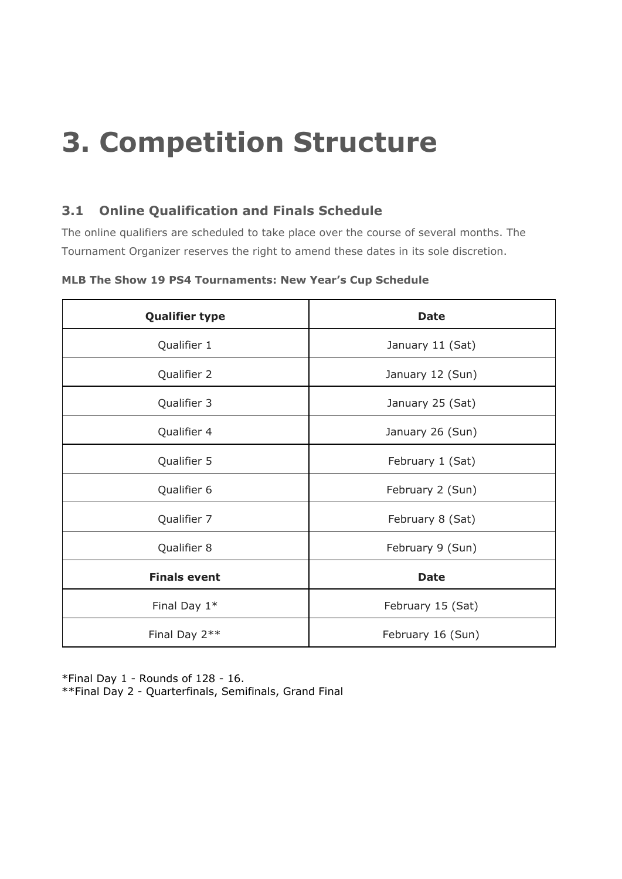# 3. Competition Structure

## 3.1 Online Qualification and Finals Schedule

The online qualifiers are scheduled to take place over the course of several months. The Tournament Organizer reserves the right to amend these dates in its sole discretion.

**MLB The Show 19 PS4 Tournaments: New Year's Cup Schedule**

| **Qualifier type** | **Date** |
| --- | --- |
| Qualifier 1 | January 11 (Sat) |
| Qualifier 2 | January 12 (Sun) |
| Qualifier 3 | January 25 (Sat) |
| Qualifier 4 | January 26 (Sun) |
| Qualifier 5 | February 1 (Sat) |
| Qualifier 6 | February 2 (Sun) |
| Qualifier 7 | February 8 (Sat) |
| Qualifier 8 | February 9 (Sun) |
| **Finals event** | **Date** |
| Final Day 1* | February 15 (Sat) |
| Final Day 2** | February 16 (Sun) |

*Final Day 1 - Rounds of 128 - 16.
**Final Day 2 - Quarterfinals, Semifinals, Grand Final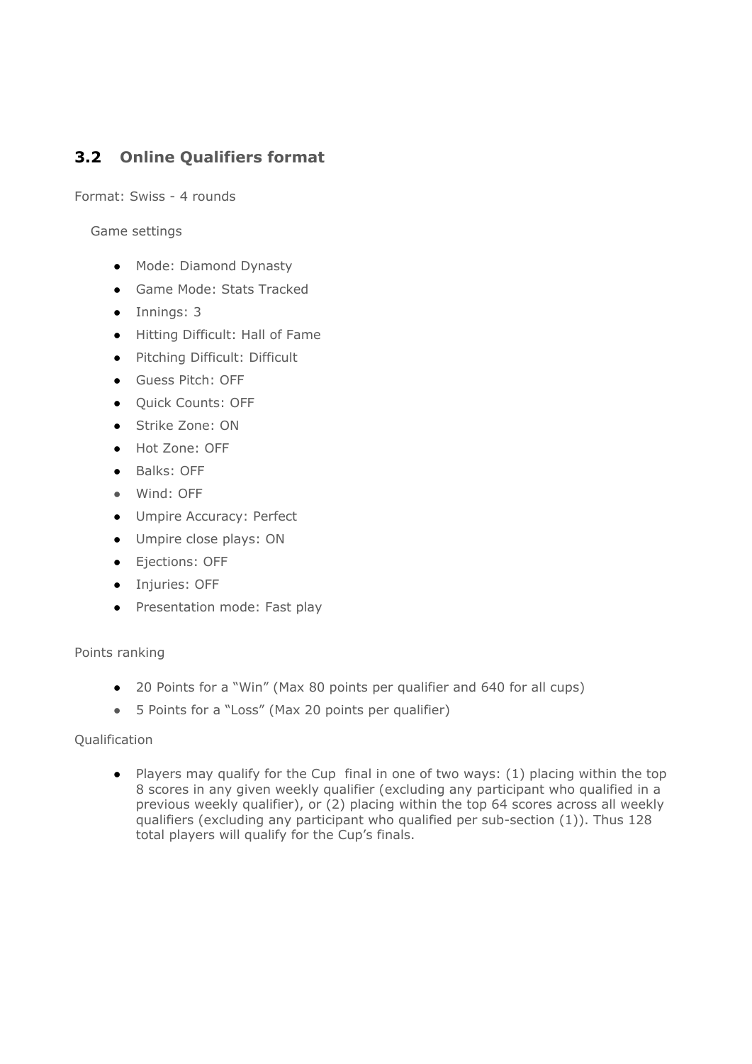## 3.2 Online Qualifiers format

Format: Swiss - 4 rounds

Game settings

- Mode: Diamond Dynasty
- Game Mode: Stats Tracked
- Innings: 3
- Hitting Difficult: Hall of Fame
- Pitching Difficult: Difficult
- Guess Pitch: OFF
- Quick Counts: OFF
- Strike Zone: ON
- Hot Zone: OFF
- Balks: OFF
- Wind: OFF
- Umpire Accuracy: Perfect
- Umpire close plays: ON
- Ejections: OFF
- Injuries: OFF
- Presentation mode: Fast play

Points ranking

- 20 Points for a "Win" (Max 80 points per qualifier and 640 for all cups)
- 5 Points for a "Loss" (Max 20 points per qualifier)

Qualification

- Players may qualify for the Cup final in one of two ways: (1) placing within the top 8 scores in any given weekly qualifier (excluding any participant who qualified in a previous weekly qualifier), or (2) placing within the top 64 scores across all weekly qualifiers (excluding any participant who qualified per sub-section (1)). Thus 128 total players will qualify for the Cup's finals.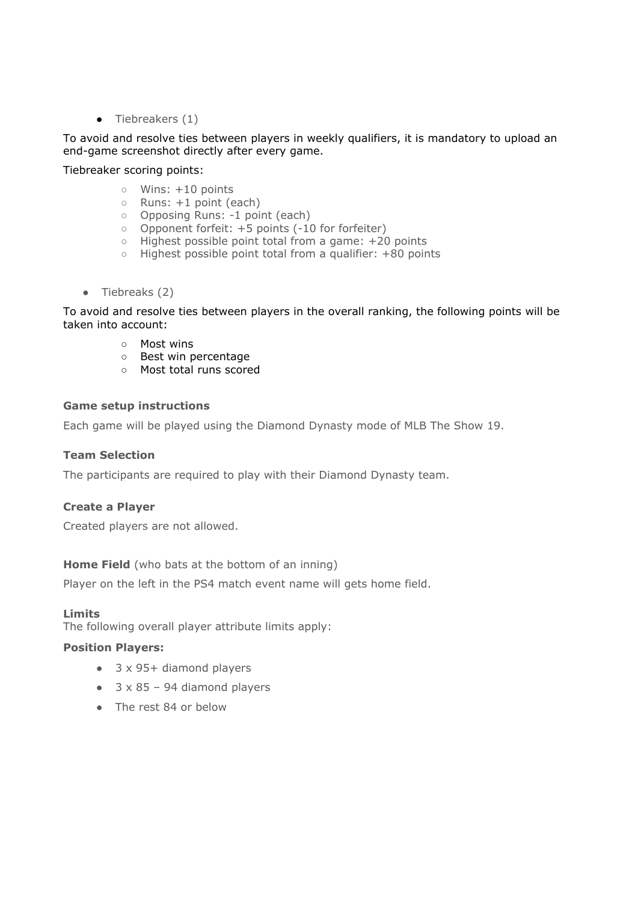- Tiebreakers (1)

To avoid and resolve ties between players in weekly qualifiers, it is mandatory to upload an end-game screenshot directly after every game.

Tiebreaker scoring points:

  - Wins: +10 points
  - Runs: +1 point (each)
  - Opposing Runs: -1 point (each)
  - Opponent forfeit: +5 points (-10 for forfeiter)
  - Highest possible point total from a game: +20 points
  - Highest possible point total from a qualifier: +80 points

- Tiebreaks (2)

To avoid and resolve ties between players in the overall ranking, the following points will be taken into account:

  - Most wins
  - Best win percentage
  - Most total runs scored

**Game setup instructions**

Each game will be played using the Diamond Dynasty mode of MLB The Show 19.

**Team Selection**

The participants are required to play with their Diamond Dynasty team.

**Create a Player**

Created players are not allowed.

**Home Field** (who bats at the bottom of an inning)

Player on the left in the PS4 match event name will gets home field.

**Limits**

The following overall player attribute limits apply:

**Position Players:**

- 3 x 95+ diamond players
- 3 x 85 – 94 diamond players
- The rest 84 or below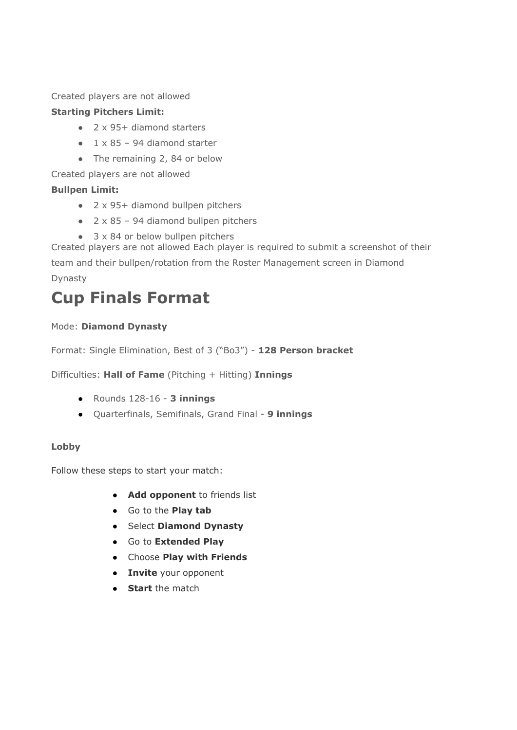Created players are not allowed

**Starting Pitchers Limit:**

- 2 x 95+ diamond starters
- 1 x 85 – 94 diamond starter
- The remaining 2, 84 or below

Created players are not allowed

**Bullpen Limit:**

- 2 x 95+ diamond bullpen pitchers
- 2 x 85 – 94 diamond bullpen pitchers
- 3 x 84 or below bullpen pitchers

Created players are not allowed Each player is required to submit a screenshot of their team and their bullpen/rotation from the Roster Management screen in Diamond Dynasty

# Cup Finals Format

Mode: **Diamond Dynasty**

Format: Single Elimination, Best of 3 ("Bo3") - **128 Person bracket**

Difficulties: **Hall of Fame** (Pitching + Hitting) **Innings**

- Rounds 128-16 - **3 innings**
- Quarterfinals, Semifinals, Grand Final - **9 innings**

**Lobby**

Follow these steps to start your match:

- **Add opponent** to friends list
- Go to the **Play tab**
- Select **Diamond Dynasty**
- Go to **Extended Play**
- Choose **Play with Friends**
- **Invite** your opponent
- **Start** the match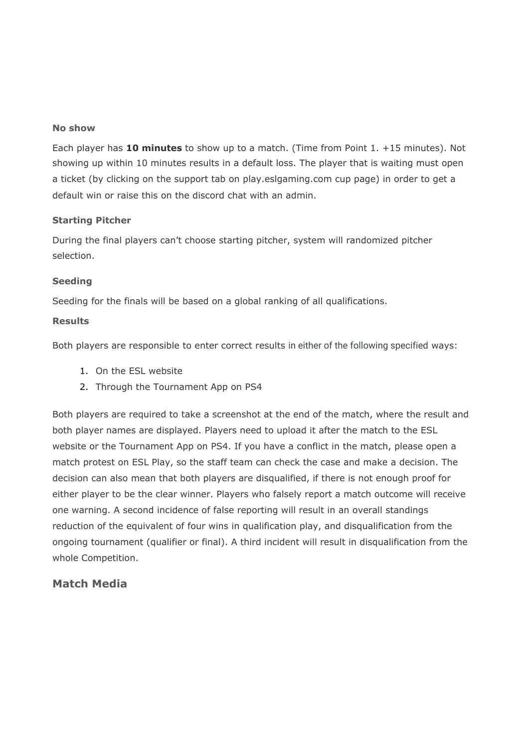### No show

Each player has **10 minutes** to show up to a match. (Time from Point 1. +15 minutes). Not showing up within 10 minutes results in a default loss. The player that is waiting must open a ticket (by clicking on the support tab on play.eslgaming.com cup page) in order to get a default win or raise this on the discord chat with an admin.

### Starting Pitcher

During the final players can't choose starting pitcher, system will randomized pitcher selection.

### Seeding

Seeding for the finals will be based on a global ranking of all qualifications.

### Results

Both players are responsible to enter correct results in either of the following specified ways:

1. On the ESL website
2. Through the Tournament App on PS4

Both players are required to take a screenshot at the end of the match, where the result and both player names are displayed. Players need to upload it after the match to the ESL website or the Tournament App on PS4. If you have a conflict in the match, please open a match protest on ESL Play, so the staff team can check the case and make a decision. The decision can also mean that both players are disqualified, if there is not enough proof for either player to be the clear winner. Players who falsely report a match outcome will receive one warning. A second incidence of false reporting will result in an overall standings reduction of the equivalent of four wins in qualification play, and disqualification from the ongoing tournament (qualifier or final). A third incident will result in disqualification from the whole Competition.

## Match Media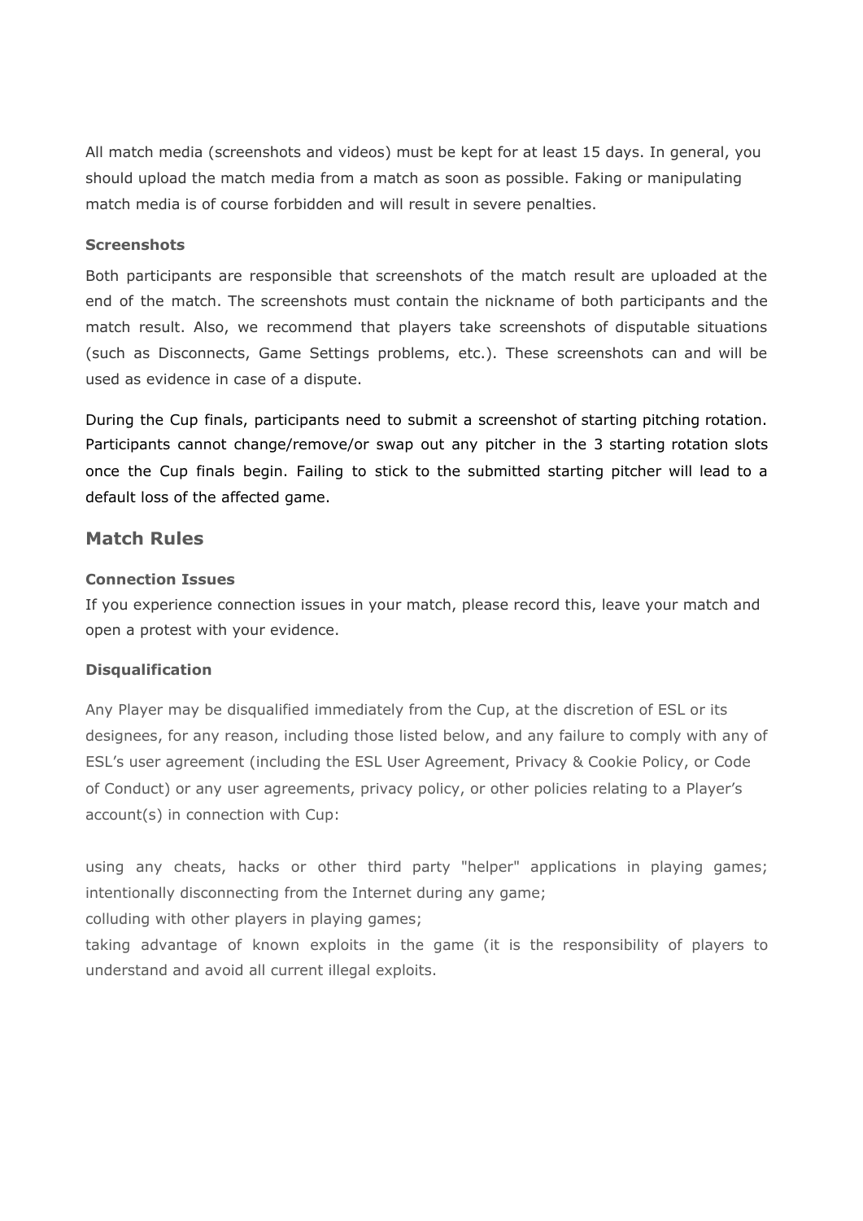All match media (screenshots and videos) must be kept for at least 15 days. In general, you should upload the match media from a match as soon as possible. Faking or manipulating match media is of course forbidden and will result in severe penalties.

#### Screenshots

Both participants are responsible that screenshots of the match result are uploaded at the end of the match. The screenshots must contain the nickname of both participants and the match result. Also, we recommend that players take screenshots of disputable situations (such as Disconnects, Game Settings problems, etc.). These screenshots can and will be used as evidence in case of a dispute.

During the Cup finals, participants need to submit a screenshot of starting pitching rotation. Participants cannot change/remove/or swap out any pitcher in the 3 starting rotation slots once the Cup finals begin. Failing to stick to the submitted starting pitcher will lead to a default loss of the affected game.

### Match Rules

#### Connection Issues

If you experience connection issues in your match, please record this, leave your match and open a protest with your evidence.

#### Disqualification

Any Player may be disqualified immediately from the Cup, at the discretion of ESL or its designees, for any reason, including those listed below, and any failure to comply with any of ESL's user agreement (including the ESL User Agreement, Privacy & Cookie Policy, or Code of Conduct) or any user agreements, privacy policy, or other policies relating to a Player's account(s) in connection with Cup:

using any cheats, hacks or other third party "helper" applications in playing games;
intentionally disconnecting from the Internet during any game;
colluding with other players in playing games;
taking advantage of known exploits in the game (it is the responsibility of players to understand and avoid all current illegal exploits.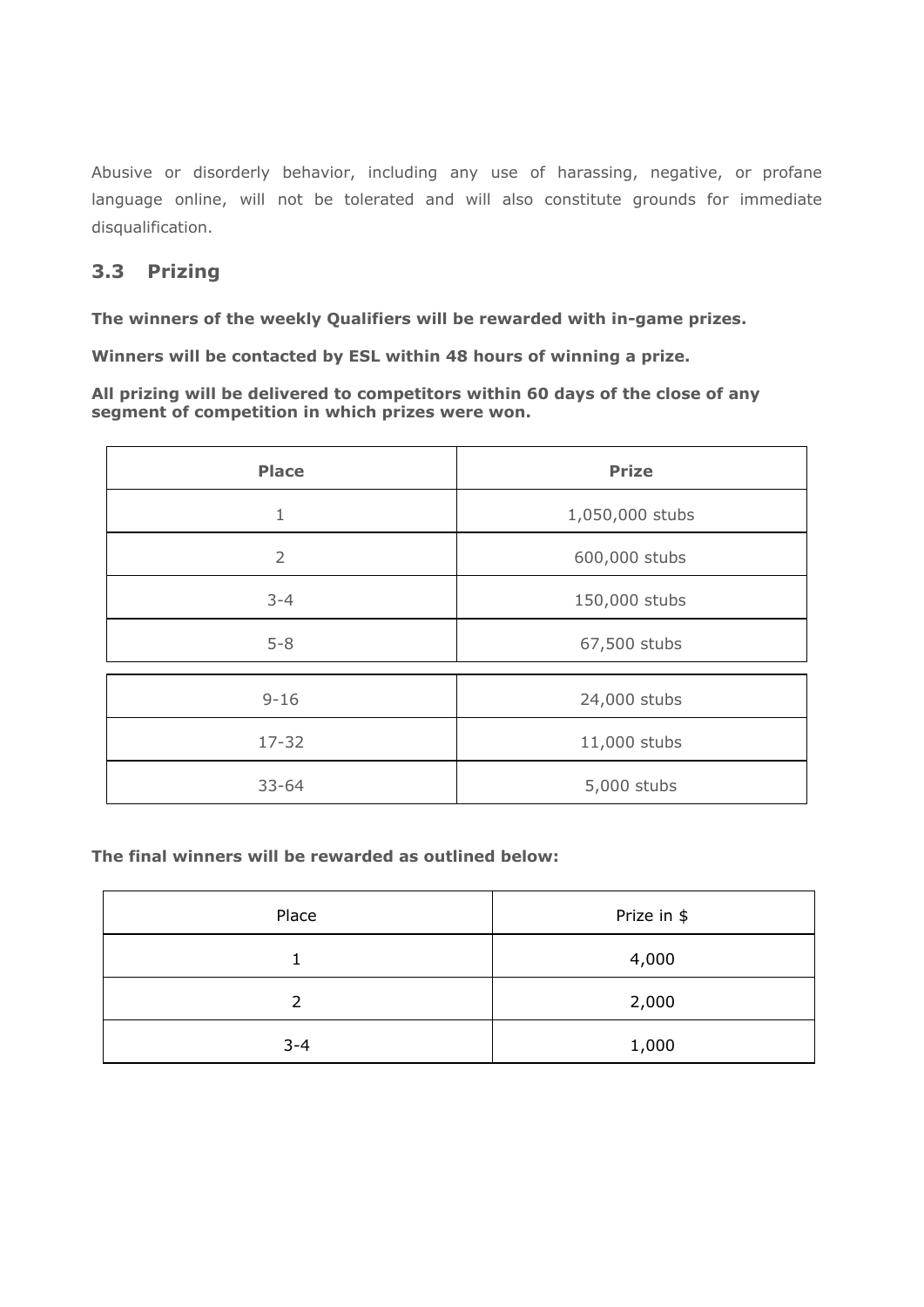Abusive or disorderly behavior, including any use of harassing, negative, or profane language online, will not be tolerated and will also constitute grounds for immediate disqualification.

## 3.3 Prizing

**The winners of the weekly Qualifiers will be rewarded with in-game prizes.**

**Winners will be contacted by ESL within 48 hours of winning a prize.**

**All prizing will be delivered to competitors within 60 days of the close of any segment of competition in which prizes were won.**

| **Place** | **Prize** |
| --- | --- |
| 1 | 1,050,000 stubs |
| 2 | 600,000 stubs |
| 3-4 | 150,000 stubs |
| 5-8 | 67,500 stubs |
| 9-16 | 24,000 stubs |
| 17-32 | 11,000 stubs |
| 33-64 | 5,000 stubs |

**The final winners will be rewarded as outlined below:**

| Place | Prize in $ |
| --- | --- |
| 1 | 4,000 |
| 2 | 2,000 |
| 3-4 | 1,000 |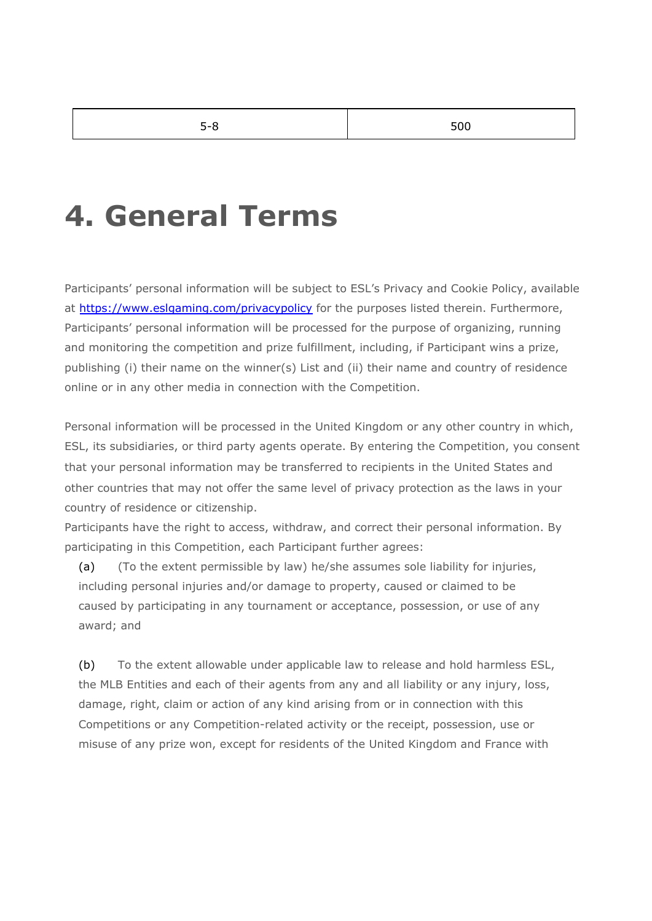| 5-8 | 500 |
| --- | --- |

# 4. General Terms

Participants' personal information will be subject to ESL's Privacy and Cookie Policy, available at [https://www.eslgaming.com/privacypolicy](https://www.eslgaming.com/privacypolicy) for the purposes listed therein. Furthermore, Participants' personal information will be processed for the purpose of organizing, running and monitoring the competition and prize fulfillment, including, if Participant wins a prize, publishing (i) their name on the winner(s) List and (ii) their name and country of residence online or in any other media in connection with the Competition.

Personal information will be processed in the United Kingdom or any other country in which, ESL, its subsidiaries, or third party agents operate. By entering the Competition, you consent that your personal information may be transferred to recipients in the United States and other countries that may not offer the same level of privacy protection as the laws in your country of residence or citizenship.

Participants have the right to access, withdraw, and correct their personal information. By participating in this Competition, each Participant further agrees:

(a) (To the extent permissible by law) he/she assumes sole liability for injuries, including personal injuries and/or damage to property, caused or claimed to be caused by participating in any tournament or acceptance, possession, or use of any award; and

(b) To the extent allowable under applicable law to release and hold harmless ESL, the MLB Entities and each of their agents from any and all liability or any injury, loss, damage, right, claim or action of any kind arising from or in connection with this Competitions or any Competition-related activity or the receipt, possession, use or misuse of any prize won, except for residents of the United Kingdom and France with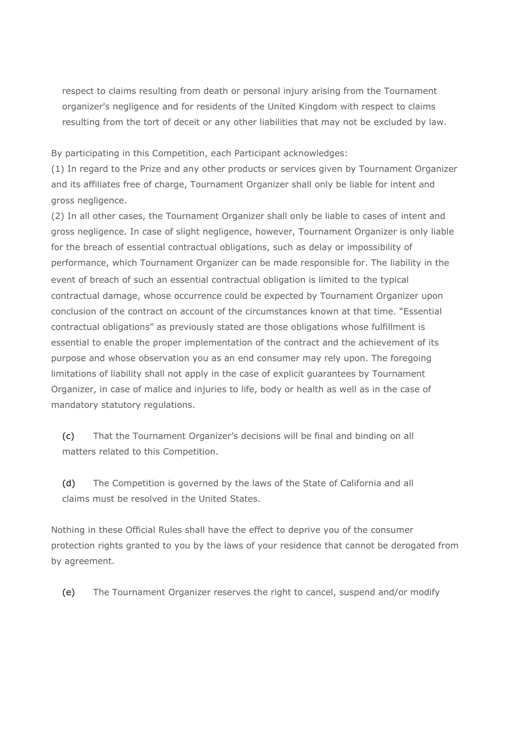respect to claims resulting from death or personal injury arising from the Tournament organizer's negligence and for residents of the United Kingdom with respect to claims resulting from the tort of deceit or any other liabilities that may not be excluded by law.

By participating in this Competition, each Participant acknowledges:

(1) In regard to the Prize and any other products or services given by Tournament Organizer and its affiliates free of charge, Tournament Organizer shall only be liable for intent and gross negligence.

(2) In all other cases, the Tournament Organizer shall only be liable to cases of intent and gross negligence. In case of slight negligence, however, Tournament Organizer is only liable for the breach of essential contractual obligations, such as delay or impossibility of performance, which Tournament Organizer can be made responsible for. The liability in the event of breach of such an essential contractual obligation is limited to the typical contractual damage, whose occurrence could be expected by Tournament Organizer upon conclusion of the contract on account of the circumstances known at that time. "Essential contractual obligations" as previously stated are those obligations whose fulfillment is essential to enable the proper implementation of the contract and the achievement of its purpose and whose observation you as an end consumer may rely upon. The foregoing limitations of liability shall not apply in the case of explicit guarantees by Tournament Organizer, in case of malice and injuries to life, body or health as well as in the case of mandatory statutory regulations.

(c) That the Tournament Organizer's decisions will be final and binding on all matters related to this Competition.

(d) The Competition is governed by the laws of the State of California and all claims must be resolved in the United States.

Nothing in these Official Rules shall have the effect to deprive you of the consumer protection rights granted to you by the laws of your residence that cannot be derogated from by agreement.

(e) The Tournament Organizer reserves the right to cancel, suspend and/or modify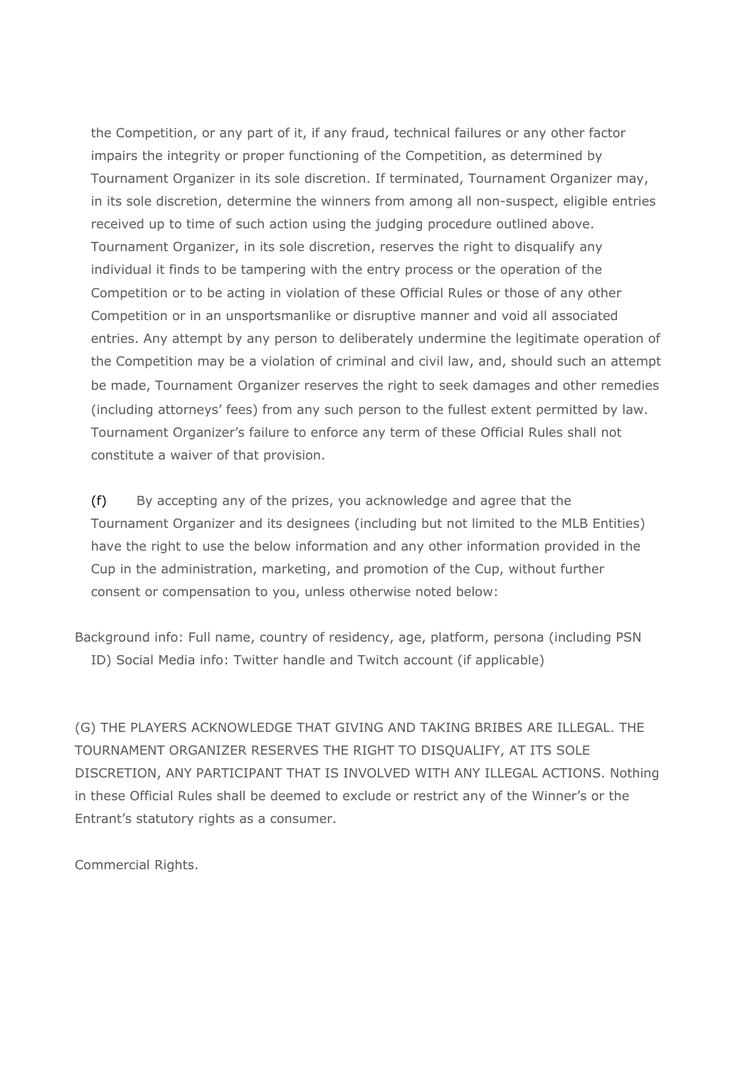the Competition, or any part of it, if any fraud, technical failures or any other factor impairs the integrity or proper functioning of the Competition, as determined by Tournament Organizer in its sole discretion. If terminated, Tournament Organizer may, in its sole discretion, determine the winners from among all non-suspect, eligible entries received up to time of such action using the judging procedure outlined above. Tournament Organizer, in its sole discretion, reserves the right to disqualify any individual it finds to be tampering with the entry process or the operation of the Competition or to be acting in violation of these Official Rules or those of any other Competition or in an unsportsmanlike or disruptive manner and void all associated entries. Any attempt by any person to deliberately undermine the legitimate operation of the Competition may be a violation of criminal and civil law, and, should such an attempt be made, Tournament Organizer reserves the right to seek damages and other remedies (including attorneys' fees) from any such person to the fullest extent permitted by law. Tournament Organizer's failure to enforce any term of these Official Rules shall not constitute a waiver of that provision.

(f) By accepting any of the prizes, you acknowledge and agree that the Tournament Organizer and its designees (including but not limited to the MLB Entities) have the right to use the below information and any other information provided in the Cup in the administration, marketing, and promotion of the Cup, without further consent or compensation to you, unless otherwise noted below:

Background info: Full name, country of residency, age, platform, persona (including PSN ID) Social Media info: Twitter handle and Twitch account (if applicable)

(G) THE PLAYERS ACKNOWLEDGE THAT GIVING AND TAKING BRIBES ARE ILLEGAL. THE TOURNAMENT ORGANIZER RESERVES THE RIGHT TO DISQUALIFY, AT ITS SOLE DISCRETION, ANY PARTICIPANT THAT IS INVOLVED WITH ANY ILLEGAL ACTIONS. Nothing in these Official Rules shall be deemed to exclude or restrict any of the Winner's or the Entrant's statutory rights as a consumer.

Commercial Rights.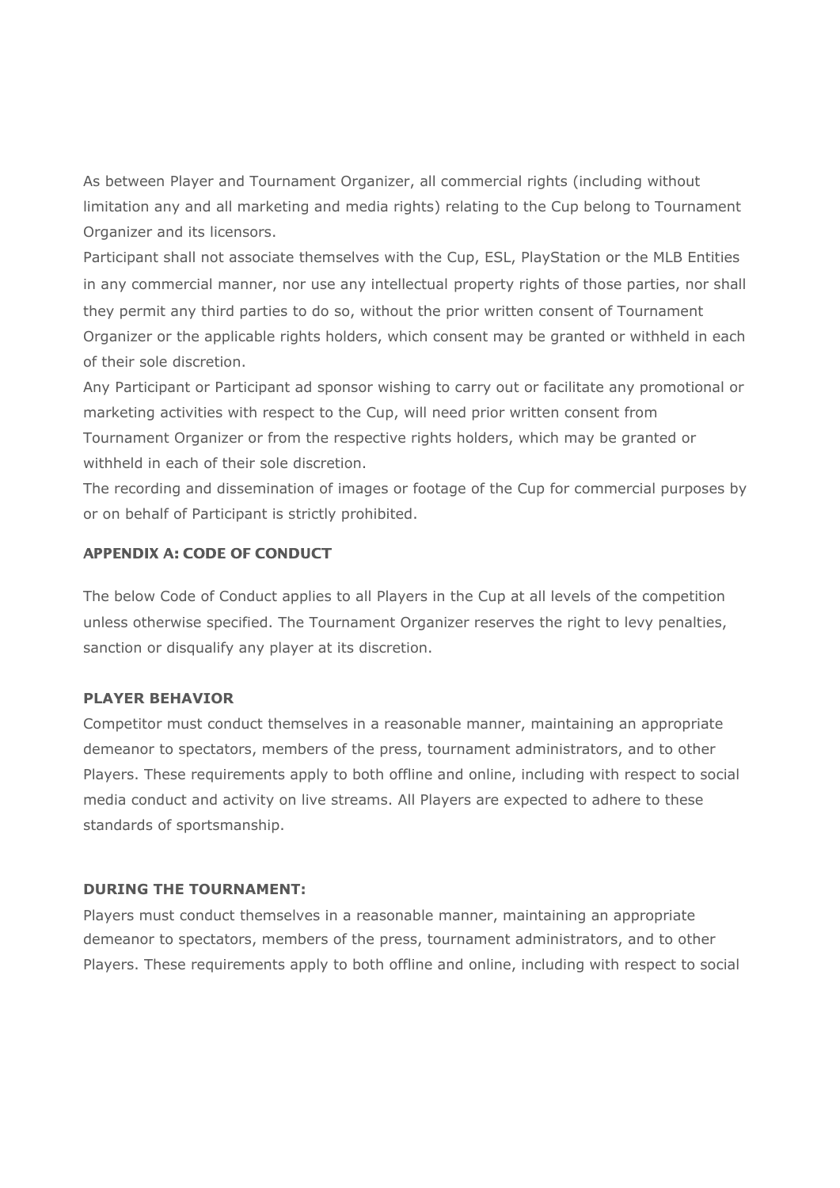As between Player and Tournament Organizer, all commercial rights (including without limitation any and all marketing and media rights) relating to the Cup belong to Tournament Organizer and its licensors.

Participant shall not associate themselves with the Cup, ESL, PlayStation or the MLB Entities in any commercial manner, nor use any intellectual property rights of those parties, nor shall they permit any third parties to do so, without the prior written consent of Tournament Organizer or the applicable rights holders, which consent may be granted or withheld in each of their sole discretion.

Any Participant or Participant ad sponsor wishing to carry out or facilitate any promotional or marketing activities with respect to the Cup, will need prior written consent from Tournament Organizer or from the respective rights holders, which may be granted or withheld in each of their sole discretion.

The recording and dissemination of images or footage of the Cup for commercial purposes by or on behalf of Participant is strictly prohibited.

## APPENDIX A: CODE OF CONDUCT

The below Code of Conduct applies to all Players in the Cup at all levels of the competition unless otherwise specified. The Tournament Organizer reserves the right to levy penalties, sanction or disqualify any player at its discretion.

### PLAYER BEHAVIOR

Competitor must conduct themselves in a reasonable manner, maintaining an appropriate demeanor to spectators, members of the press, tournament administrators, and to other Players. These requirements apply to both offline and online, including with respect to social media conduct and activity on live streams. All Players are expected to adhere to these standards of sportsmanship.

### DURING THE TOURNAMENT:

Players must conduct themselves in a reasonable manner, maintaining an appropriate demeanor to spectators, members of the press, tournament administrators, and to other Players. These requirements apply to both offline and online, including with respect to social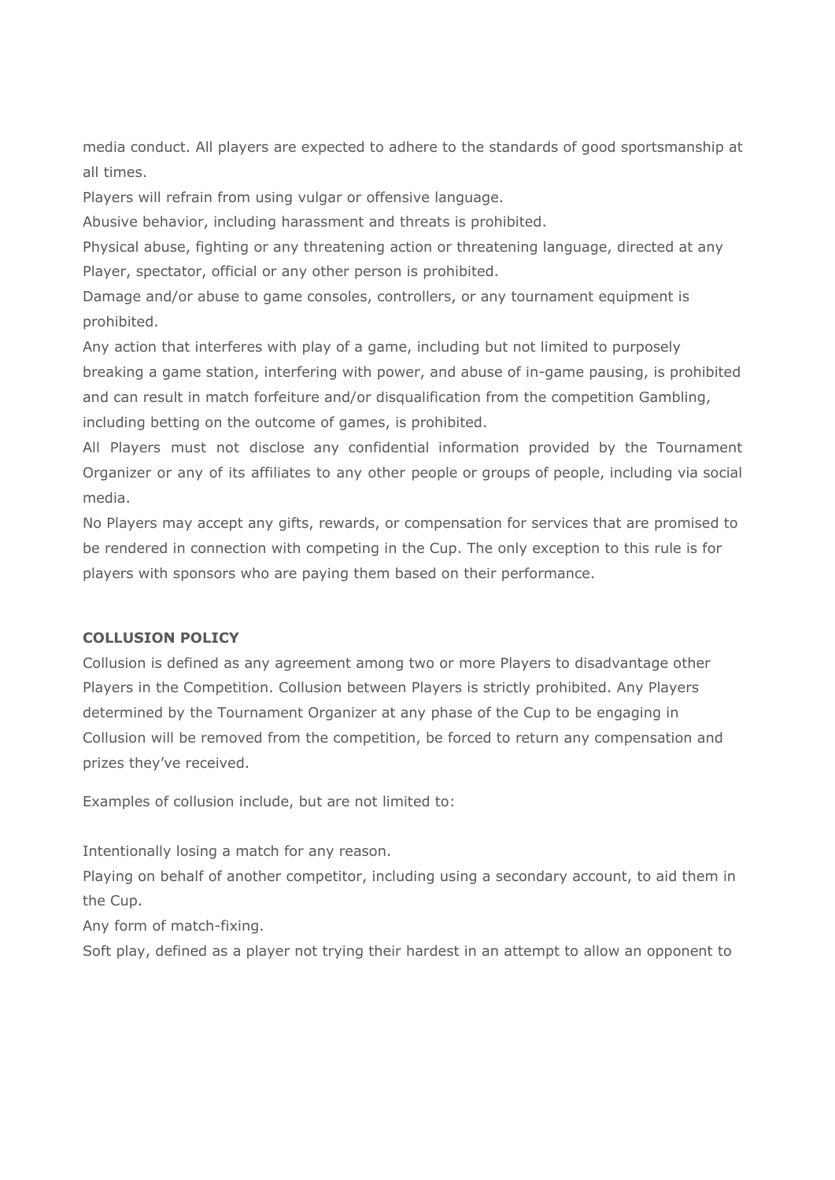media conduct. All players are expected to adhere to the standards of good sportsmanship at all times.

Players will refrain from using vulgar or offensive language.

Abusive behavior, including harassment and threats is prohibited.

Physical abuse, fighting or any threatening action or threatening language, directed at any Player, spectator, official or any other person is prohibited.

Damage and/or abuse to game consoles, controllers, or any tournament equipment is prohibited.

Any action that interferes with play of a game, including but not limited to purposely breaking a game station, interfering with power, and abuse of in-game pausing, is prohibited and can result in match forfeiture and/or disqualification from the competition Gambling, including betting on the outcome of games, is prohibited.

All Players must not disclose any confidential information provided by the Tournament Organizer or any of its affiliates to any other people or groups of people, including via social media.

No Players may accept any gifts, rewards, or compensation for services that are promised to be rendered in connection with competing in the Cup. The only exception to this rule is for players with sponsors who are paying them based on their performance.

**COLLUSION POLICY**

Collusion is defined as any agreement among two or more Players to disadvantage other Players in the Competition. Collusion between Players is strictly prohibited. Any Players determined by the Tournament Organizer at any phase of the Cup to be engaging in Collusion will be removed from the competition, be forced to return any compensation and prizes they've received.

Examples of collusion include, but are not limited to:

Intentionally losing a match for any reason.

Playing on behalf of another competitor, including using a secondary account, to aid them in the Cup.

Any form of match-fixing.

Soft play, defined as a player not trying their hardest in an attempt to allow an opponent to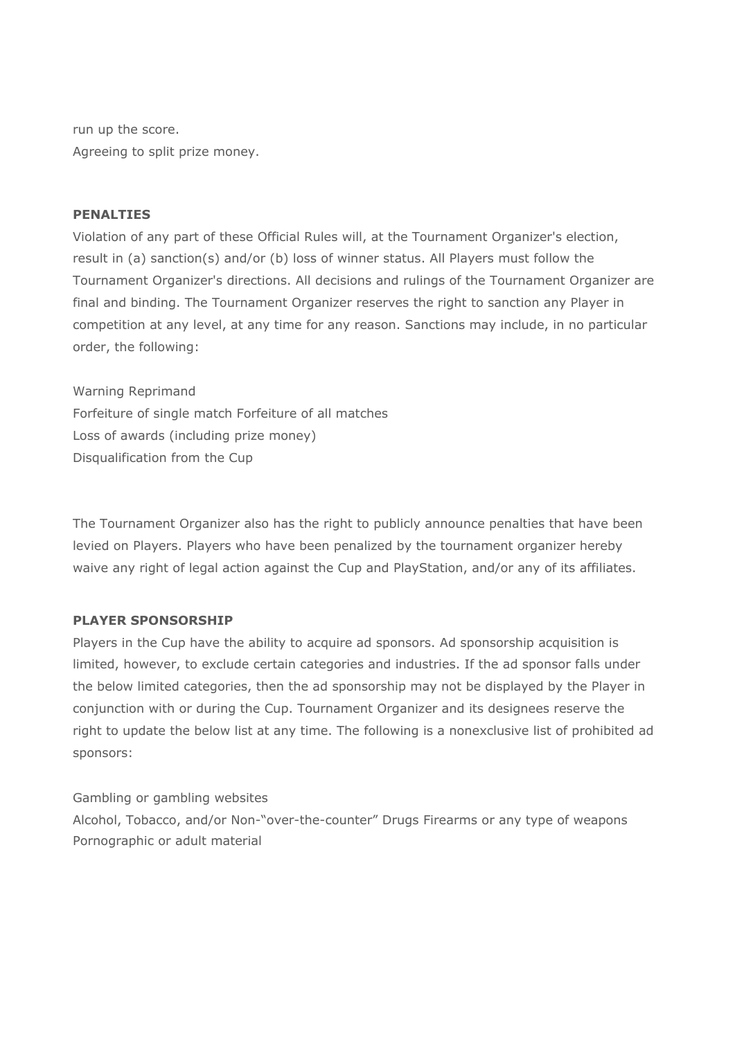run up the score.
Agreeing to split prize money.

**PENALTIES**

Violation of any part of these Official Rules will, at the Tournament Organizer's election, result in (a) sanction(s) and/or (b) loss of winner status. All Players must follow the Tournament Organizer's directions. All decisions and rulings of the Tournament Organizer are final and binding. The Tournament Organizer reserves the right to sanction any Player in competition at any level, at any time for any reason. Sanctions may include, in no particular order, the following:

Warning Reprimand
Forfeiture of single match Forfeiture of all matches
Loss of awards (including prize money)
Disqualification from the Cup

The Tournament Organizer also has the right to publicly announce penalties that have been levied on Players. Players who have been penalized by the tournament organizer hereby waive any right of legal action against the Cup and PlayStation, and/or any of its affiliates.

**PLAYER SPONSORSHIP**

Players in the Cup have the ability to acquire ad sponsors. Ad sponsorship acquisition is limited, however, to exclude certain categories and industries. If the ad sponsor falls under the below limited categories, then the ad sponsorship may not be displayed by the Player in conjunction with or during the Cup. Tournament Organizer and its designees reserve the right to update the below list at any time. The following is a nonexclusive list of prohibited ad sponsors:

Gambling or gambling websites
Alcohol, Tobacco, and/or Non-"over-the-counter" Drugs Firearms or any type of weapons
Pornographic or adult material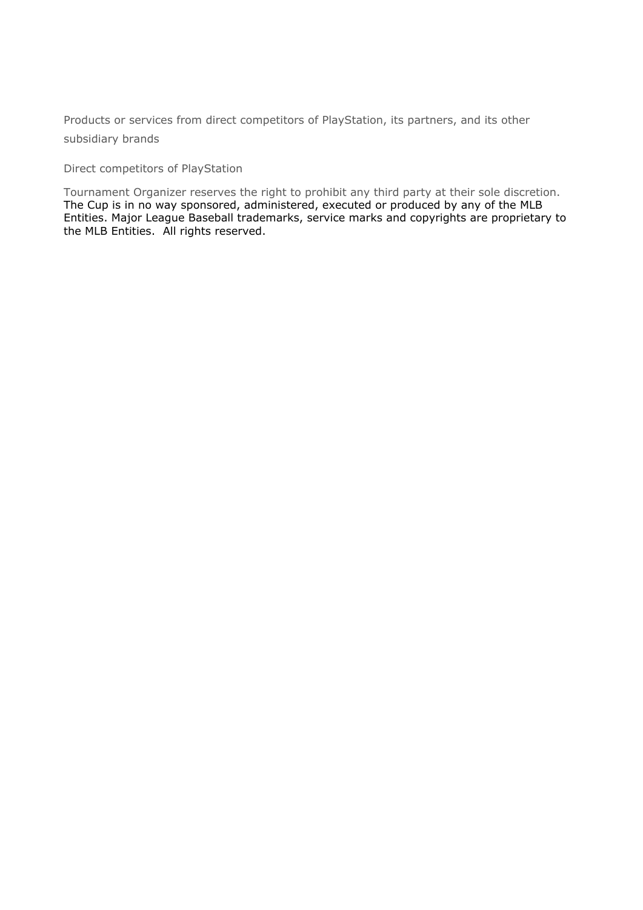Products or services from direct competitors of PlayStation, its partners, and its other subsidiary brands

Direct competitors of PlayStation

Tournament Organizer reserves the right to prohibit any third party at their sole discretion.
The Cup is in no way sponsored, administered, executed or produced by any of the MLB Entities. Major League Baseball trademarks, service marks and copyrights are proprietary to the MLB Entities. All rights reserved.